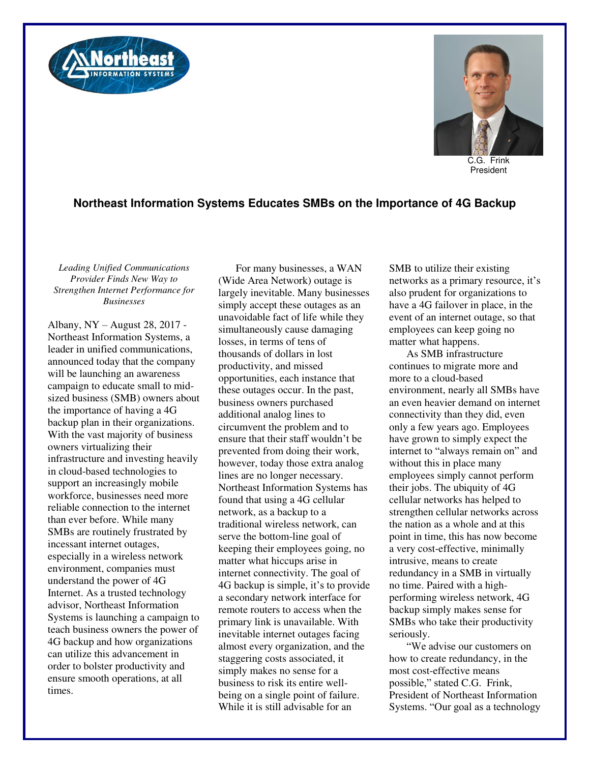C.G. Frink
President

## Northeast Information Systems Educates SMBs on the Importance of 4G Backup

*Leading Unified Communications Provider Finds New Way to Strengthen Internet Performance for Businesses*

Albany, NY – August 28, 2017 - Northeast Information Systems, a leader in unified communications, announced today that the company will be launching an awareness campaign to educate small to mid-sized business (SMB) owners about the importance of having a 4G backup plan in their organizations. With the vast majority of business owners virtualizing their infrastructure and investing heavily in cloud-based technologies to support an increasingly mobile workforce, businesses need more reliable connection to the internet than ever before. While many SMBs are routinely frustrated by incessant internet outages, especially in a wireless network environment, companies must understand the power of 4G Internet. As a trusted technology advisor, Northeast Information Systems is launching a campaign to teach business owners the power of 4G backup and how organizations can utilize this advancement in order to bolster productivity and ensure smooth operations, at all times.

For many businesses, a WAN (Wide Area Network) outage is largely inevitable. Many businesses simply accept these outages as an unavoidable fact of life while they simultaneously cause damaging losses, in terms of tens of thousands of dollars in lost productivity, and missed opportunities, each instance that these outages occur. In the past, business owners purchased additional analog lines to circumvent the problem and to ensure that their staff wouldn't be prevented from doing their work, however, today those extra analog lines are no longer necessary. Northeast Information Systems has found that using a 4G cellular network, as a backup to a traditional wireless network, can serve the bottom-line goal of keeping their employees going, no matter what hiccups arise in internet connectivity. The goal of 4G backup is simple, it's to provide a secondary network interface for remote routers to access when the primary link is unavailable. With inevitable internet outages facing almost every organization, and the staggering costs associated, it simply makes no sense for a business to risk its entire well-being on a single point of failure. While it is still advisable for an SMB to utilize their existing networks as a primary resource, it's also prudent for organizations to have a 4G failover in place, in the event of an internet outage, so that employees can keep going no matter what happens.

As SMB infrastructure continues to migrate more and more to a cloud-based environment, nearly all SMBs have an even heavier demand on internet connectivity than they did, even only a few years ago. Employees have grown to simply expect the internet to "always remain on" and without this in place many employees simply cannot perform their jobs. The ubiquity of 4G cellular networks has helped to strengthen cellular networks across the nation as a whole and at this point in time, this has now become a very cost-effective, minimally intrusive, means to create redundancy in a SMB in virtually no time. Paired with a high-performing wireless network, 4G backup simply makes sense for SMBs who take their productivity seriously.

"We advise our customers on how to create redundancy, in the most cost-effective means possible," stated C.G. Frink, President of Northeast Information Systems. "Our goal as a technology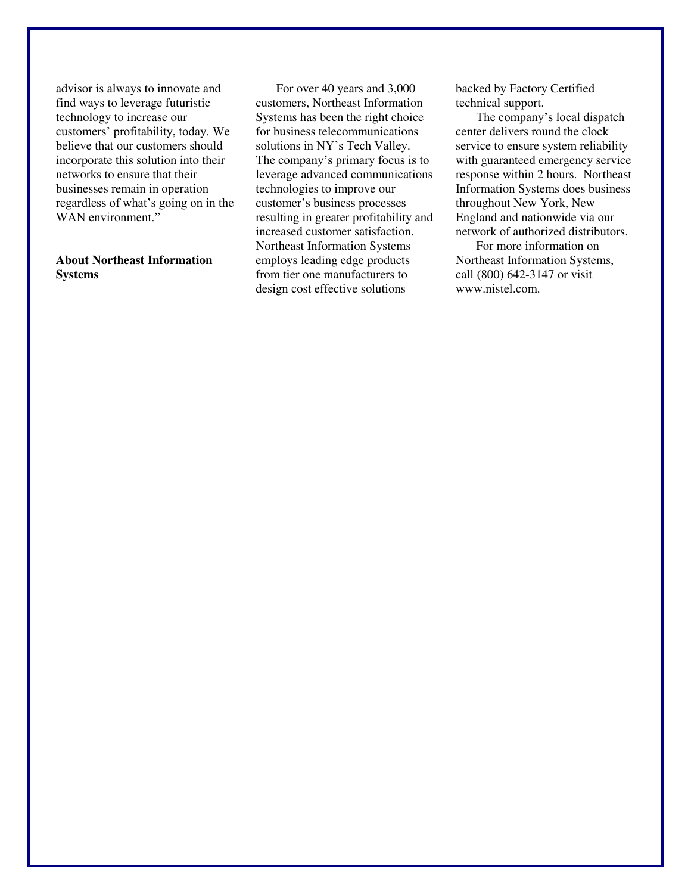advisor is always to innovate and find ways to leverage futuristic technology to increase our customers' profitability, today. We believe that our customers should incorporate this solution into their networks to ensure that their businesses remain in operation regardless of what's going on in the WAN environment."

**About Northeast Information Systems**

For over 40 years and 3,000 customers, Northeast Information Systems has been the right choice for business telecommunications solutions in NY's Tech Valley. The company's primary focus is to leverage advanced communications technologies to improve our customer's business processes resulting in greater profitability and increased customer satisfaction. Northeast Information Systems employs leading edge products from tier one manufacturers to design cost effective solutions backed by Factory Certified technical support.

The company's local dispatch center delivers round the clock service to ensure system reliability with guaranteed emergency service response within 2 hours. Northeast Information Systems does business throughout New York, New England and nationwide via our network of authorized distributors.

For more information on Northeast Information Systems, call (800) 642-3147 or visit www.nistel.com.